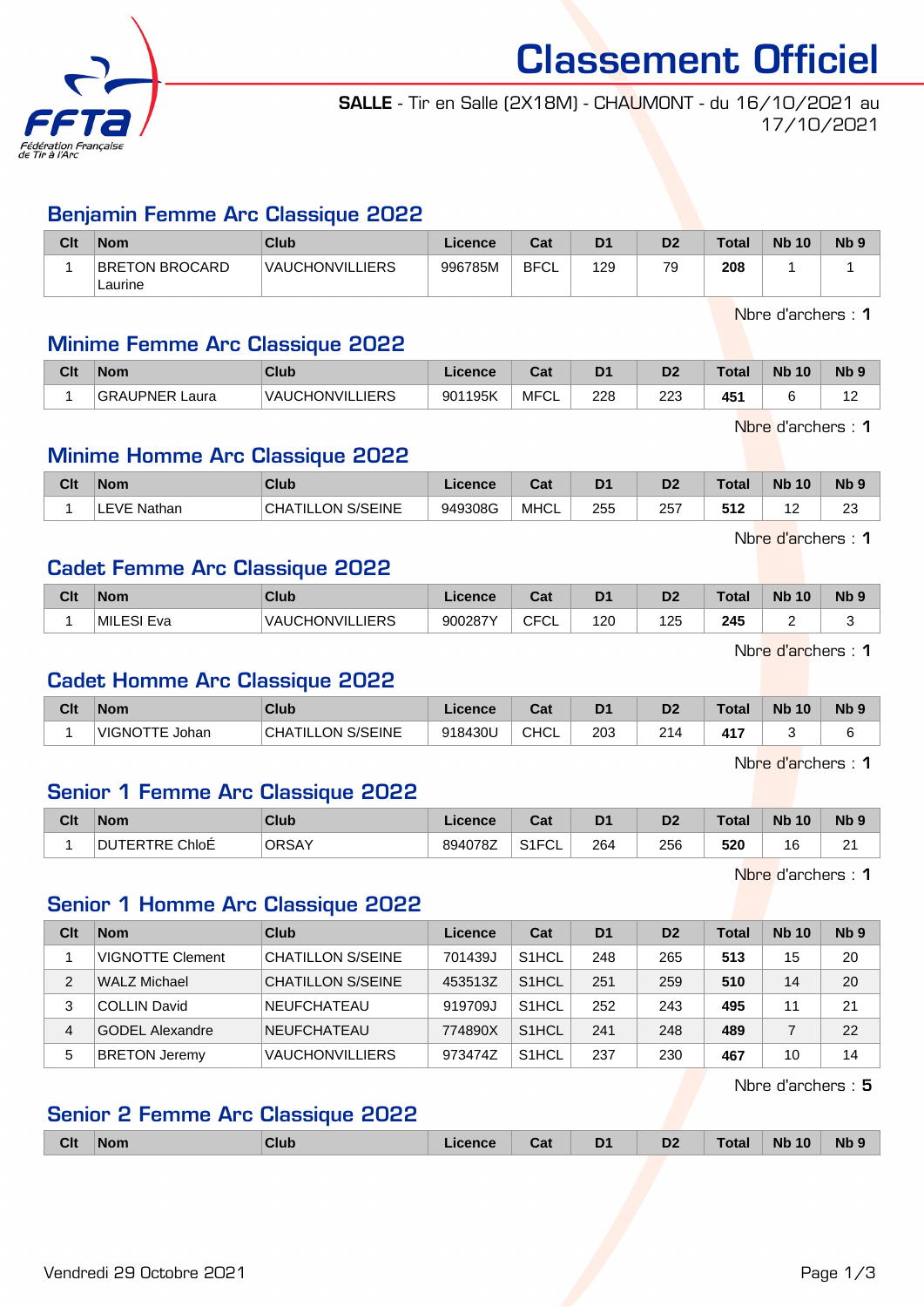# Classement Officiel

**SALLE** - Tir en Salle (2X18M) - CHAUMONT - du 16/10/2021 au 17/10/2021

## Benjamin Femme Arc Classique 2022

| Clt | Nom | Club | Licence | Cat | D1 | D2 | Total | Nb 10 | Nb 9 |
|---|---|---|---|---|---|---|---|---|---|
| 1 | BRETON BROCARD Laurine | VAUCHONVILLIERS | 996785M | BFCL | 129 | 79 | **208** | 1 | 1 |

Nbre d'archers : **1**

## Minime Femme Arc Classique 2022

| Clt | Nom | Club | Licence | Cat | D1 | D2 | Total | Nb 10 | Nb 9 |
|---|---|---|---|---|---|---|---|---|---|
| 1 | GRAUPNER Laura | VAUCHONVILLIERS | 901195K | MFCL | 228 | 223 | **451** | 6 | 12 |

Nbre d'archers : **1**

## Minime Homme Arc Classique 2022

| Clt | Nom | Club | Licence | Cat | D1 | D2 | Total | Nb 10 | Nb 9 |
|---|---|---|---|---|---|---|---|---|---|
| 1 | LEVE Nathan | CHATILLON S/SEINE | 949308G | MHCL | 255 | 257 | **512** | 12 | 23 |

Nbre d'archers : **1**

## Cadet Femme Arc Classique 2022

| Clt | Nom | Club | Licence | Cat | D1 | D2 | Total | Nb 10 | Nb 9 |
|---|---|---|---|---|---|---|---|---|---|
| 1 | MILESI Eva | VAUCHONVILLIERS | 900287Y | CFCL | 120 | 125 | **245** | 2 | 3 |

Nbre d'archers : **1**

## Cadet Homme Arc Classique 2022

| Clt | Nom | Club | Licence | Cat | D1 | D2 | Total | Nb 10 | Nb 9 |
|---|---|---|---|---|---|---|---|---|---|
| 1 | VIGNOTTE Johan | CHATILLON S/SEINE | 918430U | CHCL | 203 | 214 | **417** | 3 | 6 |

Nbre d'archers : **1**

## Senior 1 Femme Arc Classique 2022

| Clt | Nom | Club | Licence | Cat | D1 | D2 | Total | Nb 10 | Nb 9 |
|---|---|---|---|---|---|---|---|---|---|
| 1 | DUTERTRE ChloÉ | ORSAY | 894078Z | S1FCL | 264 | 256 | **520** | 16 | 21 |

Nbre d'archers : **1**

## Senior 1 Homme Arc Classique 2022

| Clt | Nom | Club | Licence | Cat | D1 | D2 | Total | Nb 10 | Nb 9 |
|---|---|---|---|---|---|---|---|---|---|
| 1 | VIGNOTTE Clement | CHATILLON S/SEINE | 701439J | S1HCL | 248 | 265 | **513** | 15 | 20 |
| 2 | WALZ Michael | CHATILLON S/SEINE | 453513Z | S1HCL | 251 | 259 | **510** | 14 | 20 |
| 3 | COLLIN David | NEUFCHATEAU | 919709J | S1HCL | 252 | 243 | **495** | 11 | 21 |
| 4 | GODEL Alexandre | NEUFCHATEAU | 774890X | S1HCL | 241 | 248 | **489** | 7 | 22 |
| 5 | BRETON Jeremy | VAUCHONVILLIERS | 973474Z | S1HCL | 237 | 230 | **467** | 10 | 14 |

Nbre d'archers : **5**

## Senior 2 Femme Arc Classique 2022

| Clt | Nom | Club | Licence | Cat | D1 | D2 | Total | Nb 10 | Nb 9 |
|---|---|---|---|---|---|---|---|---|---|

Vendredi 29 Octobre 2021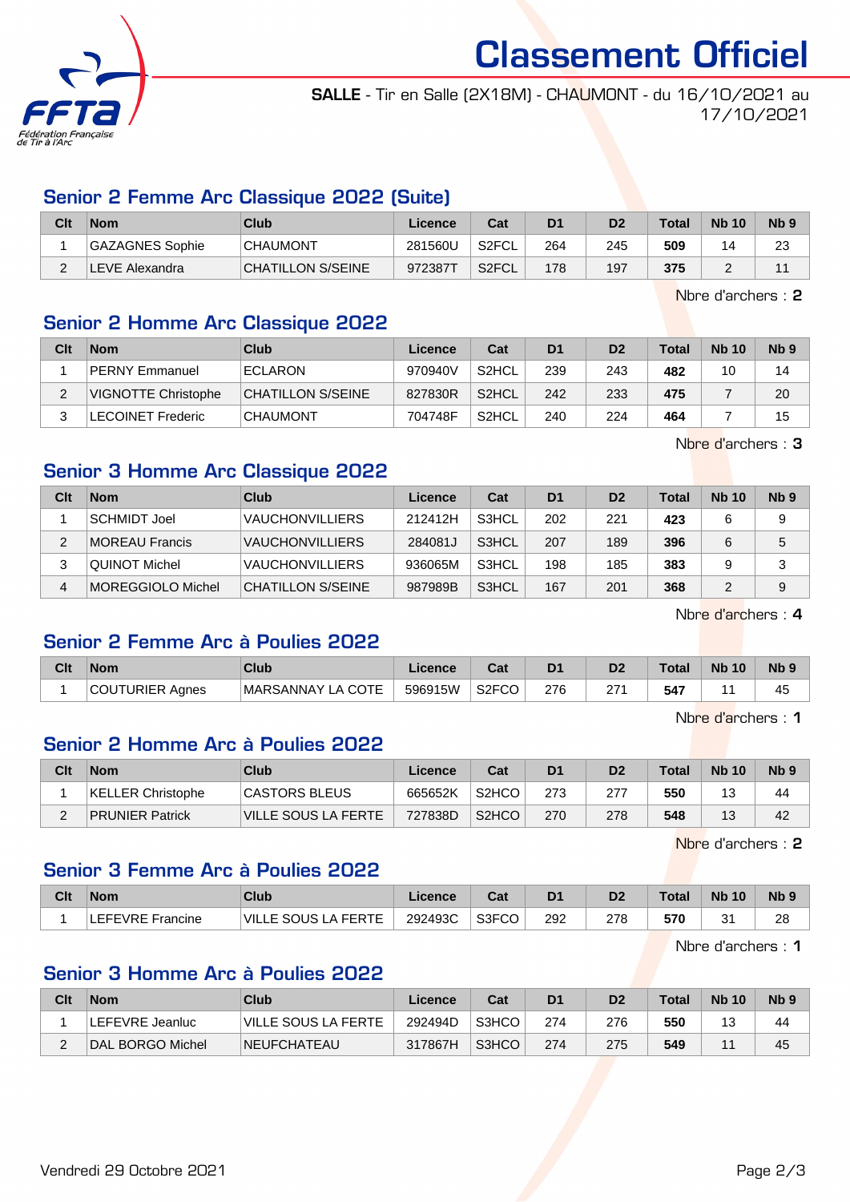# Classement Officiel

**SALLE** - Tir en Salle (2X18M) - CHAUMONT - du 16/10/2021 au 17/10/2021

## Senior 2 Femme Arc Classique 2022 (Suite)

| Clt | Nom | Club | Licence | Cat | D1 | D2 | Total | Nb 10 | Nb 9 |
|---|---|---|---|---|---|---|---|---|---|
| 1 | GAZAGNES Sophie | CHAUMONT | 281560U | S2FCL | 264 | 245 | **509** | 14 | 23 |
| 2 | LEVE Alexandra | CHATILLON S/SEINE | 972387T | S2FCL | 178 | 197 | **375** | 2 | 11 |

Nbre d'archers : **2**

## Senior 2 Homme Arc Classique 2022

| Clt | Nom | Club | Licence | Cat | D1 | D2 | Total | Nb 10 | Nb 9 |
|---|---|---|---|---|---|---|---|---|---|
| 1 | PERNY Emmanuel | ECLARON | 970940V | S2HCL | 239 | 243 | **482** | 10 | 14 |
| 2 | VIGNOTTE Christophe | CHATILLON S/SEINE | 827830R | S2HCL | 242 | 233 | **475** | 7 | 20 |
| 3 | LECOINET Frederic | CHAUMONT | 704748F | S2HCL | 240 | 224 | **464** | 7 | 15 |

Nbre d'archers : **3**

## Senior 3 Homme Arc Classique 2022

| Clt | Nom | Club | Licence | Cat | D1 | D2 | Total | Nb 10 | Nb 9 |
|---|---|---|---|---|---|---|---|---|---|
| 1 | SCHMIDT Joel | VAUCHONVILLIERS | 212412H | S3HCL | 202 | 221 | **423** | 6 | 9 |
| 2 | MOREAU Francis | VAUCHONVILLIERS | 284081J | S3HCL | 207 | 189 | **396** | 6 | 5 |
| 3 | QUINOT Michel | VAUCHONVILLIERS | 936065M | S3HCL | 198 | 185 | **383** | 9 | 3 |
| 4 | MOREGGIOLO Michel | CHATILLON S/SEINE | 987989B | S3HCL | 167 | 201 | **368** | 2 | 9 |

Nbre d'archers : **4**

## Senior 2 Femme Arc à Poulies 2022

| Clt | Nom | Club | Licence | Cat | D1 | D2 | Total | Nb 10 | Nb 9 |
|---|---|---|---|---|---|---|---|---|---|
| 1 | COUTURIER Agnes | MARSANNAY LA COTE | 596915W | S2FCO | 276 | 271 | **547** | 11 | 45 |

Nbre d'archers : **1**

## Senior 2 Homme Arc à Poulies 2022

| Clt | Nom | Club | Licence | Cat | D1 | D2 | Total | Nb 10 | Nb 9 |
|---|---|---|---|---|---|---|---|---|---|
| 1 | KELLER Christophe | CASTORS BLEUS | 665652K | S2HCO | 273 | 277 | **550** | 13 | 44 |
| 2 | PRUNIER Patrick | VILLE SOUS LA FERTE | 727838D | S2HCO | 270 | 278 | **548** | 13 | 42 |

Nbre d'archers : **2**

## Senior 3 Femme Arc à Poulies 2022

| Clt | Nom | Club | Licence | Cat | D1 | D2 | Total | Nb 10 | Nb 9 |
|---|---|---|---|---|---|---|---|---|---|
| 1 | LEFEVRE Francine | VILLE SOUS LA FERTE | 292493C | S3FCO | 292 | 278 | **570** | 31 | 28 |

Nbre d'archers : **1**

## Senior 3 Homme Arc à Poulies 2022

| Clt | Nom | Club | Licence | Cat | D1 | D2 | Total | Nb 10 | Nb 9 |
|---|---|---|---|---|---|---|---|---|---|
| 1 | LEFEVRE Jeanluc | VILLE SOUS LA FERTE | 292494D | S3HCO | 274 | 276 | **550** | 13 | 44 |
| 2 | DAL BORGO Michel | NEUFCHATEAU | 317867H | S3HCO | 274 | 275 | **549** | 11 | 45 |

Vendredi 29 Octobre 2021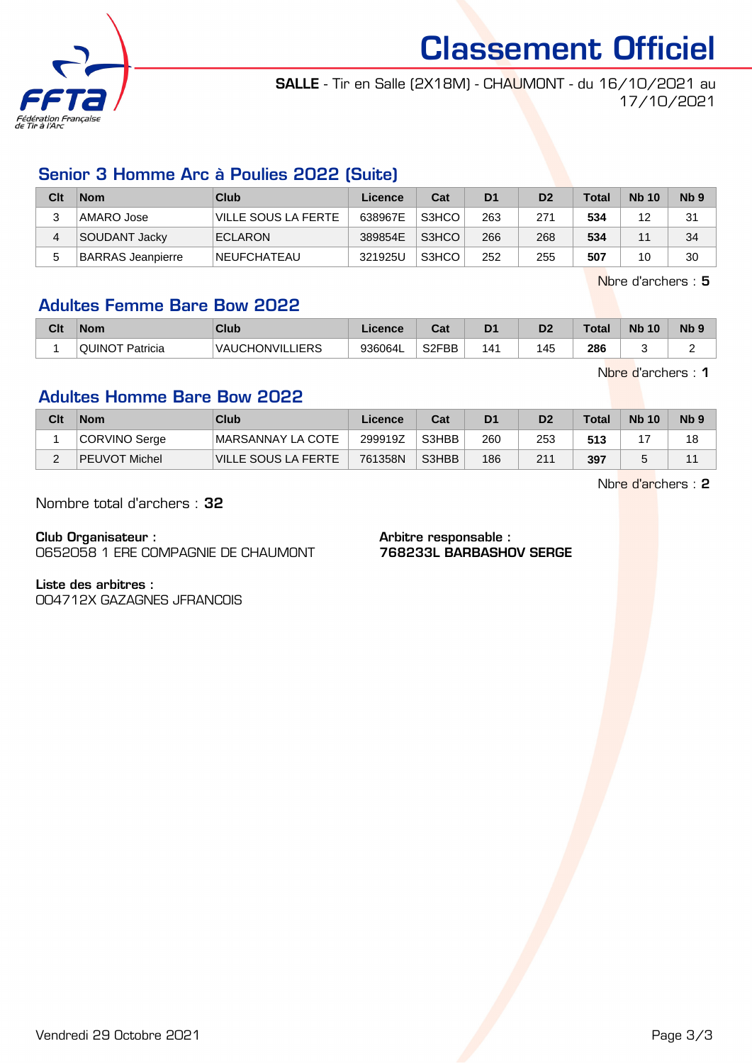# Classement Officiel

**SALLE** - Tir en Salle (2X18M) - CHAUMONT - du 16/10/2021 au 17/10/2021

## Senior 3 Homme Arc à Poulies 2022 (Suite)

| Clt | Nom | Club | Licence | Cat | D1 | D2 | Total | Nb 10 | Nb 9 |
|---|---|---|---|---|---|---|---|---|---|
| 3 | AMARO Jose | VILLE SOUS LA FERTE | 638967E | S3HCO | 263 | 271 | **534** | 12 | 31 |
| 4 | SOUDANT Jacky | ECLARON | 389854E | S3HCO | 266 | 268 | **534** | 11 | 34 |
| 5 | BARRAS Jeanpierre | NEUFCHATEAU | 321925U | S3HCO | 252 | 255 | **507** | 10 | 30 |

Nbre d'archers : **5**

## Adultes Femme Bare Bow 2022

| Clt | Nom | Club | Licence | Cat | D1 | D2 | Total | Nb 10 | Nb 9 |
|---|---|---|---|---|---|---|---|---|---|
| 1 | QUINOT Patricia | VAUCHONVILLIERS | 936064L | S2FBB | 141 | 145 | **286** | 3 | 2 |

Nbre d'archers : **1**

## Adultes Homme Bare Bow 2022

| Clt | Nom | Club | Licence | Cat | D1 | D2 | Total | Nb 10 | Nb 9 |
|---|---|---|---|---|---|---|---|---|---|
| 1 | CORVINO Serge | MARSANNAY LA COTE | 299919Z | S3HBB | 260 | 253 | **513** | 17 | 18 |
| 2 | PEUVOT Michel | VILLE SOUS LA FERTE | 761358N | S3HBB | 186 | 211 | **397** | 5 | 11 |

Nbre d'archers : **2**

Nombre total d'archers : **32**

**Club Organisateur :**
0652058 1 ERE COMPAGNIE DE CHAUMONT

**Arbitre responsable :**
**768233L BARBASHOV SERGE**

**Liste des arbitres :**
004712X GAZAGNES JFRANCOIS

Vendredi 29 Octobre 2021